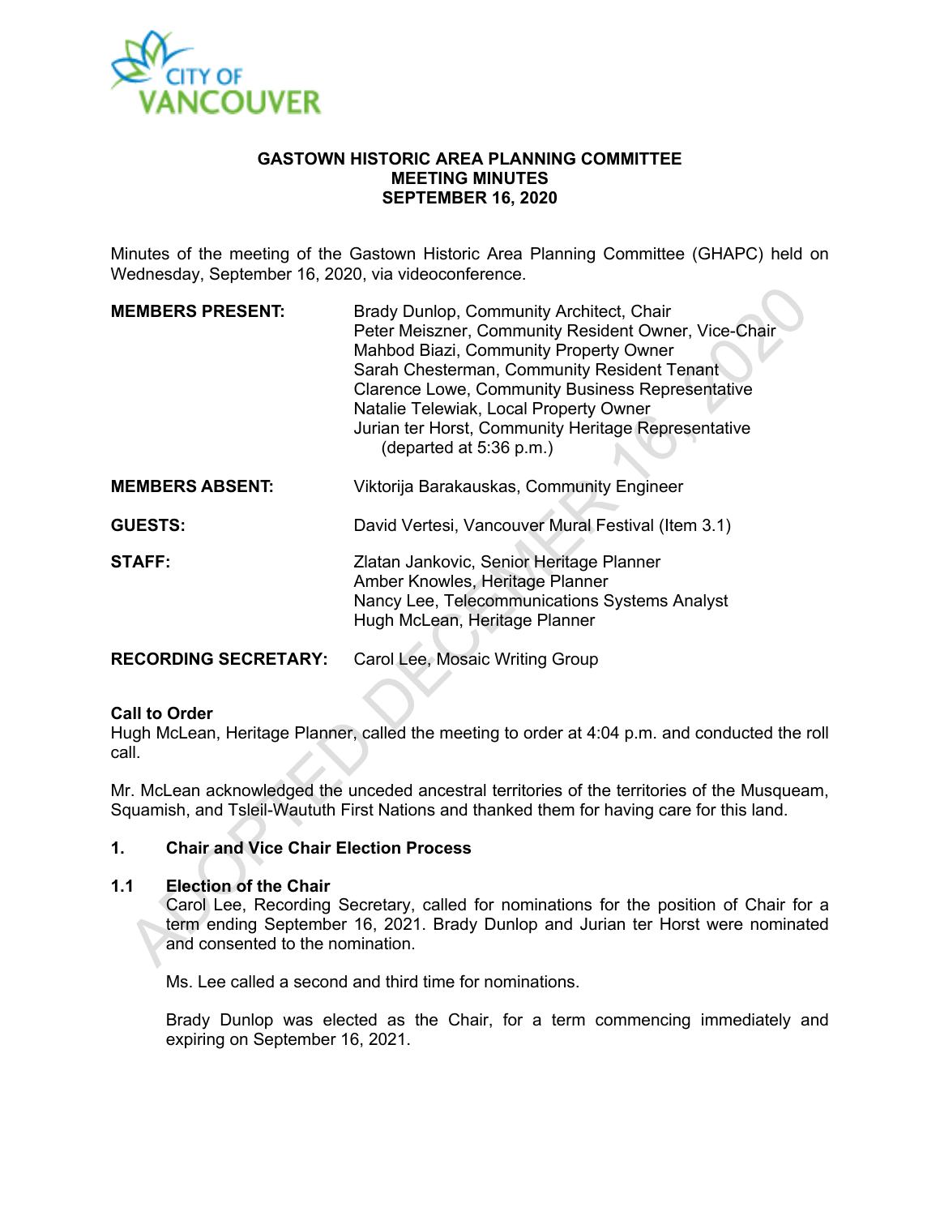**GASTOWN HISTORIC AREA PLANNING COMMITTEE**
**MEETING MINUTES**
**SEPTEMBER 16, 2020**

Minutes of the meeting of the Gastown Historic Area Planning Committee (GHAPC) held on Wednesday, September 16, 2020, via videoconference.

| | |
|---|---|
| **MEMBERS PRESENT:** | Brady Dunlop, Community Architect, Chair<br>Peter Meiszner, Community Resident Owner, Vice-Chair<br>Mahbod Biazi, Community Property Owner<br>Sarah Chesterman, Community Resident Tenant<br>Clarence Lowe, Community Business Representative<br>Natalie Telewiak, Local Property Owner<br>Julian ter Horst, Community Heritage Representative (departed at 5:36 p.m.) |
| **MEMBERS ABSENT:** | Viktorija Barakauskas, Community Engineer |
| **GUESTS:** | David Vertesi, Vancouver Mural Festival (Item 3.1) |
| **STAFF:** | Zlatan Jankovic, Senior Heritage Planner<br>Amber Knowles, Heritage Planner<br>Nancy Lee, Telecommunications Systems Analyst<br>Hugh McLean, Heritage Planner |
| **RECORDING SECRETARY:** | Carol Lee, Mosaic Writing Group |

**Call to Order**
Hugh McLean, Heritage Planner, called the meeting to order at 4:04 p.m. and conducted the roll call.

Mr. McLean acknowledged the unceded ancestral territories of the territories of the Musqueam, Squamish, and Tsleil-Waututh First Nations and thanked them for having care for this land.

**1. Chair and Vice Chair Election Process**

**1.1 Election of the Chair**

Carol Lee, Recording Secretary, called for nominations for the position of Chair for a term ending September 16, 2021. Brady Dunlop and Jurian ter Horst were nominated and consented to the nomination.

Ms. Lee called a second and third time for nominations.

Brady Dunlop was elected as the Chair, for a term commencing immediately and expiring on September 16, 2021.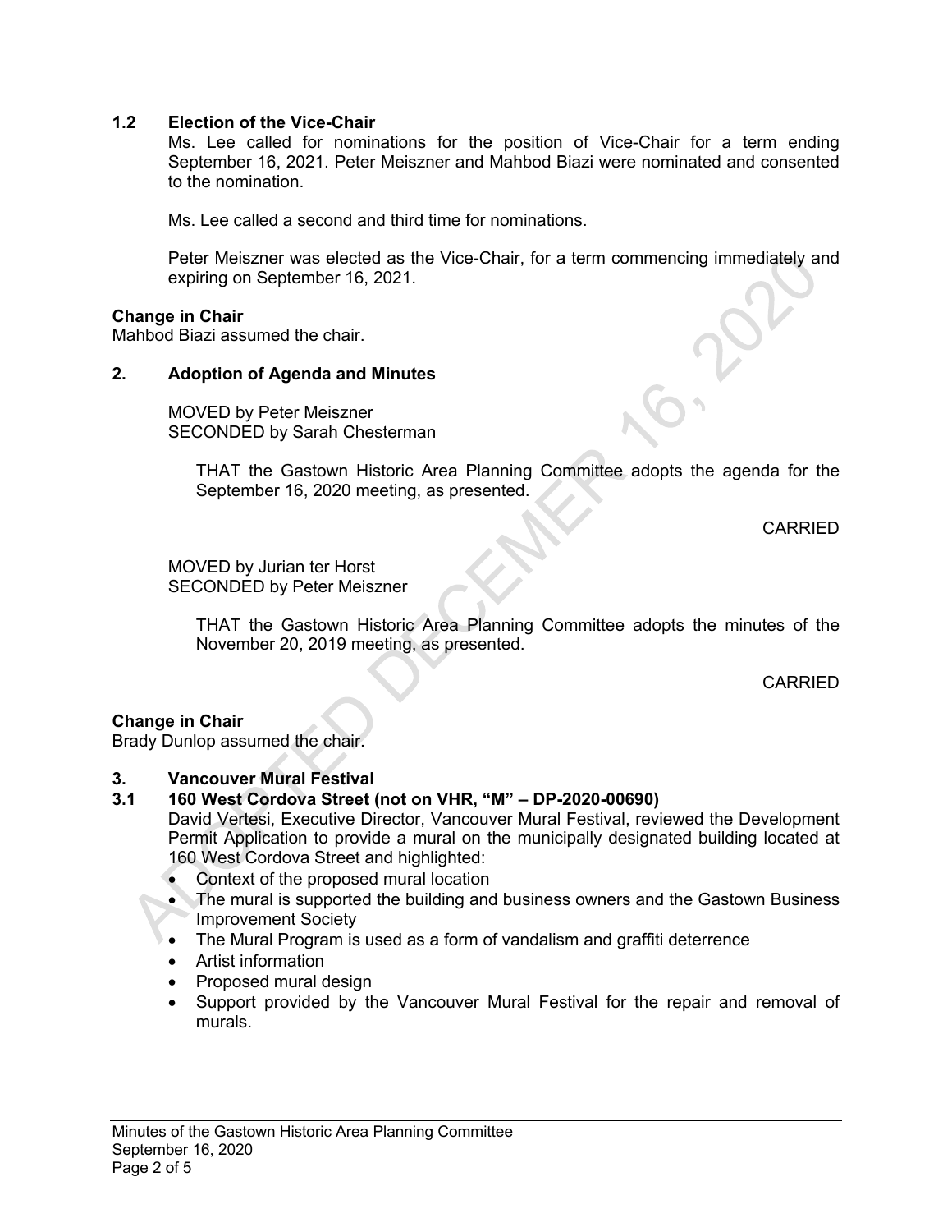### 1.2 Election of the Vice-Chair

Ms. Lee called for nominations for the position of Vice-Chair for a term ending September 16, 2021. Peter Meiszner and Mahbod Biazi were nominated and consented to the nomination.

Ms. Lee called a second and third time for nominations.

Peter Meiszner was elected as the Vice-Chair, for a term commencing immediately and expiring on September 16, 2021.

**Change in Chair**

Mahbod Biazi assumed the chair.

### 2. Adoption of Agenda and Minutes

MOVED by Peter Meiszner
SECONDED by Sarah Chesterman

> THAT the Gastown Historic Area Planning Committee adopts the agenda for the September 16, 2020 meeting, as presented.

CARRIED

MOVED by Jurian ter Horst
SECONDED by Peter Meiszner

> THAT the Gastown Historic Area Planning Committee adopts the minutes of the November 20, 2019 meeting, as presented.

CARRIED

**Change in Chair**

Brady Dunlop assumed the chair.

### 3. Vancouver Mural Festival

### 3.1 160 West Cordova Street (not on VHR, "M" – DP-2020-00690)

David Vertesi, Executive Director, Vancouver Mural Festival, reviewed the Development Permit Application to provide a mural on the municipally designated building located at 160 West Cordova Street and highlighted:

- Context of the proposed mural location
- The mural is supported the building and business owners and the Gastown Business Improvement Society
- The Mural Program is used as a form of vandalism and graffiti deterrence
- Artist information
- Proposed mural design
- Support provided by the Vancouver Mural Festival for the repair and removal of murals.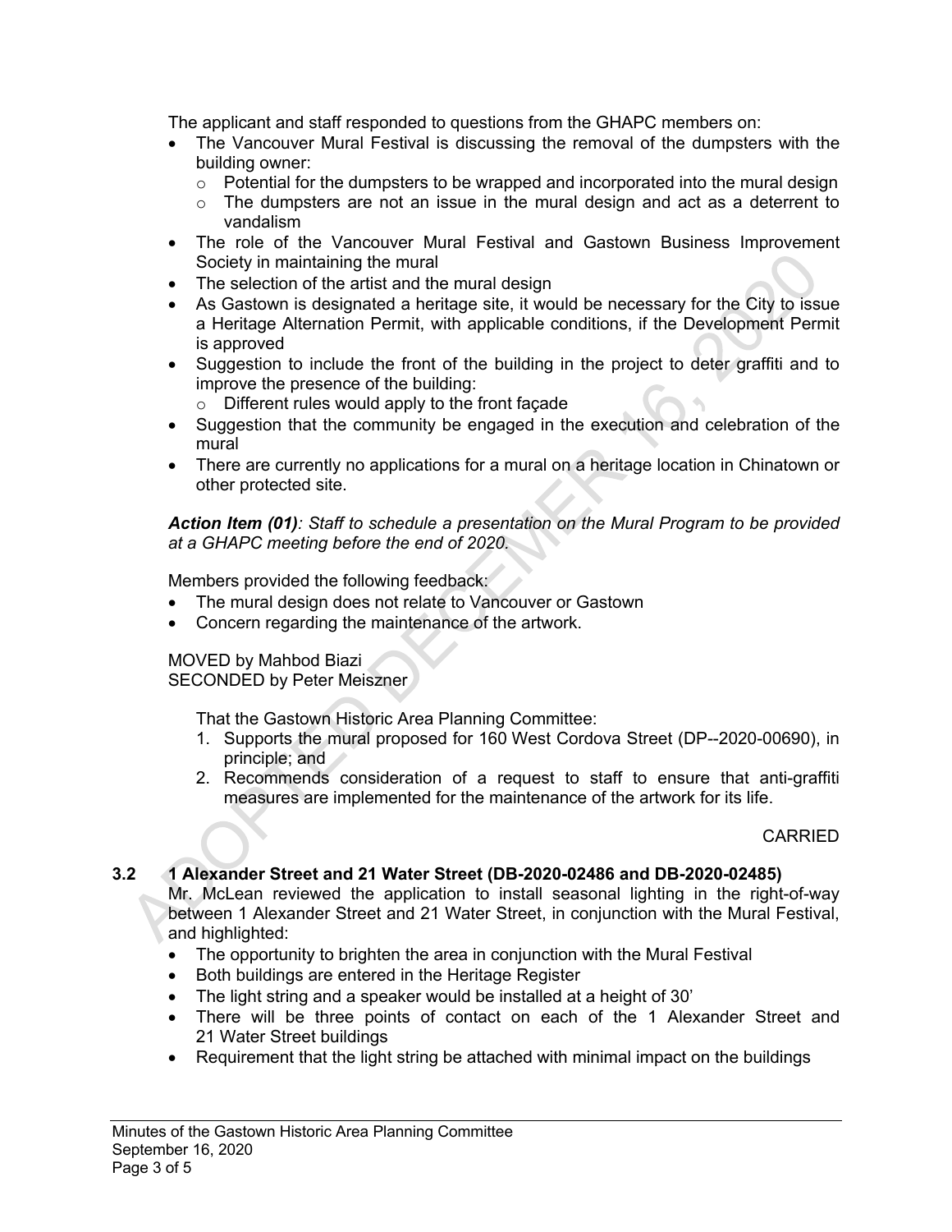The applicant and staff responded to questions from the GHAPC members on:

- The Vancouver Mural Festival is discussing the removal of the dumpsters with the building owner:
  - Potential for the dumpsters to be wrapped and incorporated into the mural design
  - The dumpsters are not an issue in the mural design and act as a deterrent to vandalism
- The role of the Vancouver Mural Festival and Gastown Business Improvement Society in maintaining the mural
- The selection of the artist and the mural design
- As Gastown is designated a heritage site, it would be necessary for the City to issue a Heritage Alternation Permit, with applicable conditions, if the Development Permit is approved
- Suggestion to include the front of the building in the project to deter graffiti and to improve the presence of the building:
  - Different rules would apply to the front façade
- Suggestion that the community be engaged in the execution and celebration of the mural
- There are currently no applications for a mural on a heritage location in Chinatown or other protected site.

***Action Item (01)****: Staff to schedule a presentation on the Mural Program to be provided at a GHAPC meeting before the end of 2020.*

Members provided the following feedback:

- The mural design does not relate to Vancouver or Gastown
- Concern regarding the maintenance of the artwork.

MOVED by Mahbod Biazi
SECONDED by Peter Meiszner

That the Gastown Historic Area Planning Committee:

1. Supports the mural proposed for 160 West Cordova Street (DP--2020-00690), in principle; and
2. Recommends consideration of a request to staff to ensure that anti-graffiti measures are implemented for the maintenance of the artwork for its life.

CARRIED

### 3.2 1 Alexander Street and 21 Water Street (DB-2020-02486 and DB-2020-02485)

Mr. McLean reviewed the application to install seasonal lighting in the right-of-way between 1 Alexander Street and 21 Water Street, in conjunction with the Mural Festival, and highlighted:

- The opportunity to brighten the area in conjunction with the Mural Festival
- Both buildings are entered in the Heritage Register
- The light string and a speaker would be installed at a height of 30'
- There will be three points of contact on each of the 1 Alexander Street and 21 Water Street buildings
- Requirement that the light string be attached with minimal impact on the buildings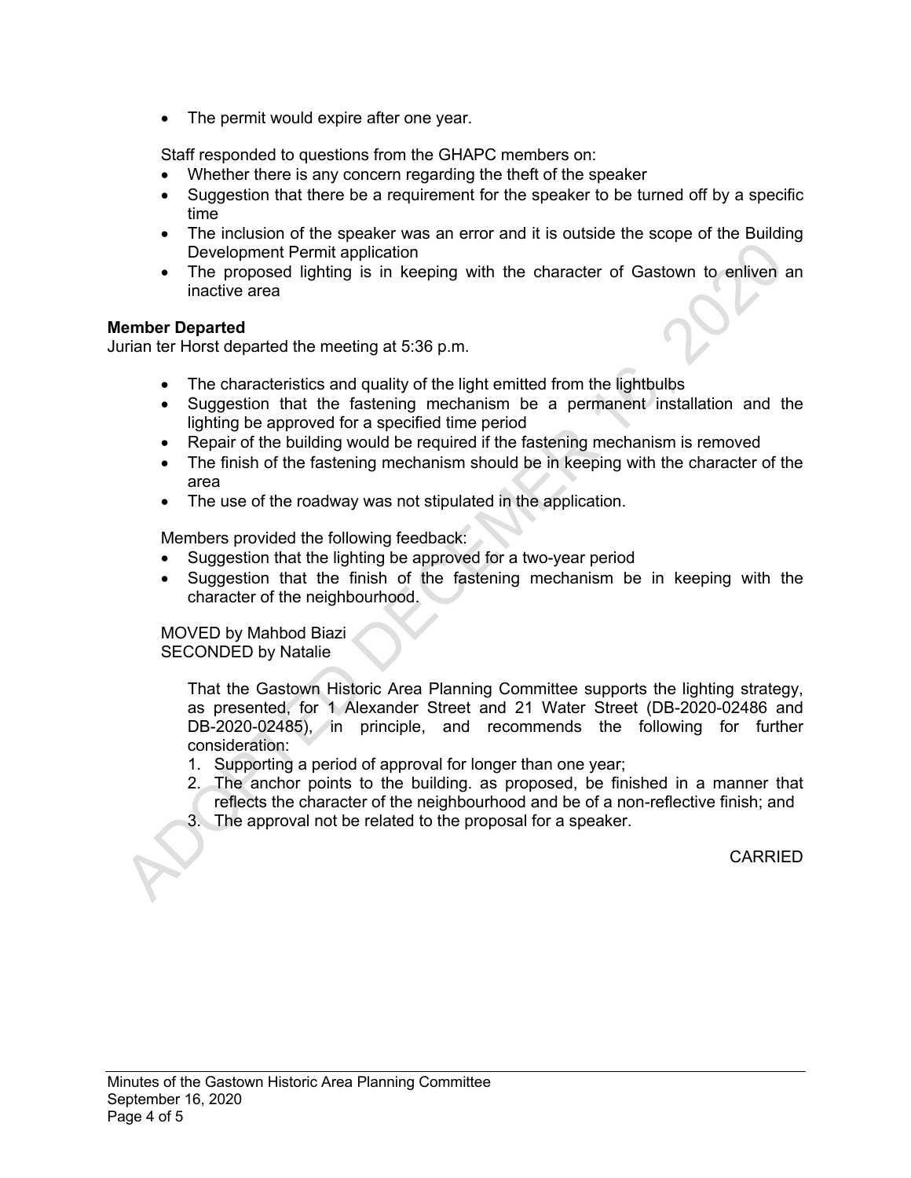- The permit would expire after one year.

Staff responded to questions from the GHAPC members on:

- Whether there is any concern regarding the theft of the speaker
- Suggestion that there be a requirement for the speaker to be turned off by a specific time
- The inclusion of the speaker was an error and it is outside the scope of the Building Development Permit application
- The proposed lighting is in keeping with the character of Gastown to enliven an inactive area

**Member Departed**
Jurian ter Horst departed the meeting at 5:36 p.m.

- The characteristics and quality of the light emitted from the lightbulbs
- Suggestion that the fastening mechanism be a permanent installation and the lighting be approved for a specified time period
- Repair of the building would be required if the fastening mechanism is removed
- The finish of the fastening mechanism should be in keeping with the character of the area
- The use of the roadway was not stipulated in the application.

Members provided the following feedback:

- Suggestion that the lighting be approved for a two-year period
- Suggestion that the finish of the fastening mechanism be in keeping with the character of the neighbourhood.

MOVED by Mahbod Biazi
SECONDED by Natalie

That the Gastown Historic Area Planning Committee supports the lighting strategy, as presented, for 1 Alexander Street and 21 Water Street (DB-2020-02486 and DB-2020-02485), in principle, and recommends the following for further consideration:

1. Supporting a period of approval for longer than one year;
2. The anchor points to the building. as proposed, be finished in a manner that reflects the character of the neighbourhood and be of a non-reflective finish; and
3. The approval not be related to the proposal for a speaker.

CARRIED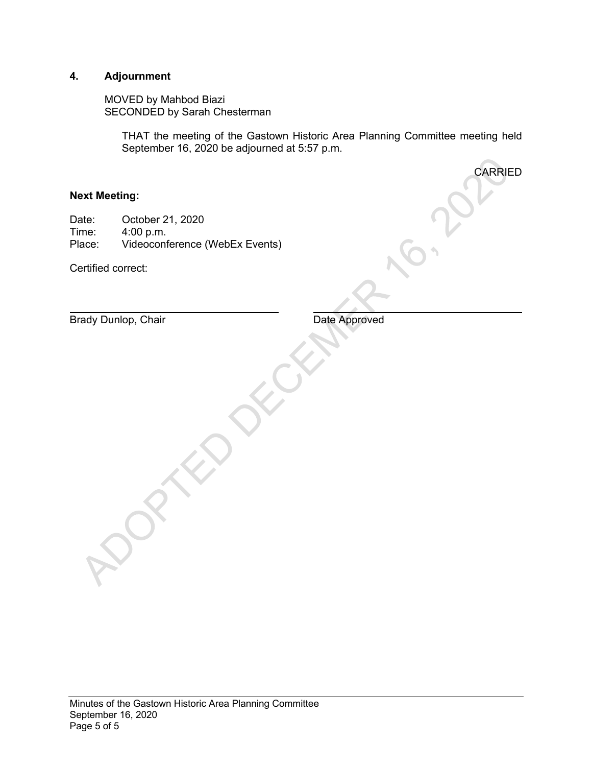## 4. Adjournment

MOVED by Mahbod Biazi
SECONDED by Sarah Chesterman

THAT the meeting of the Gastown Historic Area Planning Committee meeting held September 16, 2020 be adjourned at 5:57 p.m.

CARRIED

**Next Meeting:**

Date: October 21, 2020
Time: 4:00 p.m.
Place: Videoconference (WebEx Events)

Certified correct:

Brady Dunlop, Chair

Date Approved

ADOPTED DECEMER 16, 2020